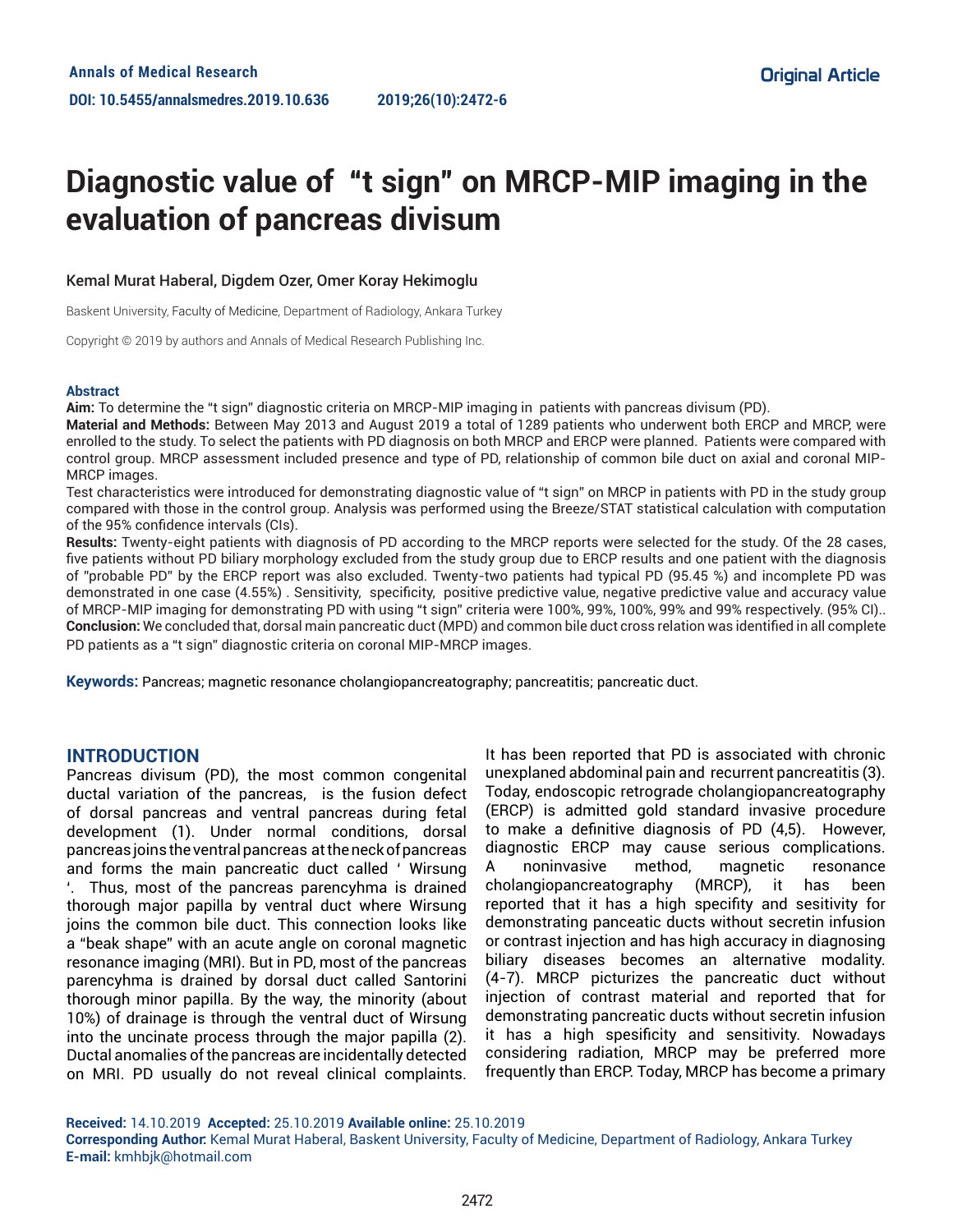Annals of Medical Research

DOI: 10.5455/annalsmedres.2019.10.636

2019;26(10):2472-6

Original Article

# Diagnostic value of "t sign" on MRCP-MIP imaging in the evaluation of pancreas divisum

Kemal Murat Haberal, Digdem Ozer, Omer Koray Hekimoglu

Baskent University, Faculty of Medicine, Department of Radiology, Ankara Turkey

Copyright © 2019 by authors and Annals of Medical Research Publishing Inc.

## Abstract

**Aim:** To determine the "t sign" diagnostic criteria on MRCP-MIP imaging in patients with pancreas divisum (PD).

**Material and Methods:** Between May 2013 and August 2019 a total of 1289 patients who underwent both ERCP and MRCP, were enrolled to the study. To select the patients with PD diagnosis on both MRCP and ERCP were planned. Patients were compared with control group. MRCP assessment included presence and type of PD, relationship of common bile duct on axial and coronal MIP-MRCP images.

Test characteristics were introduced for demonstrating diagnostic value of "t sign" on MRCP in patients with PD in the study group compared with those in the control group. Analysis was performed using the Breeze/STAT statistical calculation with computation of the 95% confidence intervals (CIs).

**Results:** Twenty-eight patients with diagnosis of PD according to the MRCP reports were selected for the study. Of the 28 cases, five patients without PD biliary morphology excluded from the study group due to ERCP results and one patient with the diagnosis of "probable PD" by the ERCP report was also excluded. Twenty-two patients had typical PD (95.45 %) and incomplete PD was demonstrated in one case (4.55%) . Sensitivity, specificity, positive predictive value, negative predictive value and accuracy value of MRCP-MIP imaging for demonstrating PD with using "t sign" criteria were 100%, 99%, 100%, 99% and 99% respectively. (95% CI)..

**Conclusion:** We concluded that, dorsal main pancreatic duct (MPD) and common bile duct cross relation was identified in all complete PD patients as a "t sign" diagnostic criteria on coronal MIP-MRCP images.

**Keywords:** Pancreas; magnetic resonance cholangiopancreatography; pancreatitis; pancreatic duct.

## INTRODUCTION

Pancreas divisum (PD), the most common congenital ductal variation of the pancreas, is the fusion defect of dorsal pancreas and ventral pancreas during fetal development (1). Under normal conditions, dorsal pancreas joins the ventral pancreas at the neck of pancreas and forms the main pancreatic duct called ' Wirsung '. Thus, most of the pancreas parencyhma is drained thorough major papilla by ventral duct where Wirsung joins the common bile duct. This connection looks like a "beak shape" with an acute angle on coronal magnetic resonance imaging (MRI). But in PD, most of the pancreas parencyhma is drained by dorsal duct called Santorini thorough minor papilla. By the way, the minority (about 10%) of drainage is through the ventral duct of Wirsung into the uncinate process through the major papilla (2). Ductal anomalies of the pancreas are incidentally detected on MRI. PD usually do not reveal clinical complaints. It has been reported that PD is associated with chronic unexplained abdominal pain and recurrent pancreatitis (3). Today, endoscopic retrograde cholangiopancreatography (ERCP) is admitted gold standard invasive procedure to make a definitive diagnosis of PD (4,5). However, diagnostic ERCP may cause serious complications. A noninvasive method, magnetic resonance cholangiopancreatography (MRCP), it has been reported that it has a high specifity and sesitivity for demonstrating panceatic ducts without secretin infusion or contrast injection and has high accuracy in diagnosing biliary diseases becomes an alternative modality. (4-7). MRCP picturizes the pancreatic duct without injection of contrast material and reported that for demonstrating pancreatic ducts without secretin infusion it has a high spesificity and sensitivity. Nowadays considering radiation, MRCP may be preferred more frequently than ERCP. Today, MRCP has become a primary

**Received:** 14.10.2019 **Accepted:** 25.10.2019 **Available online:** 25.10.2019

**Corresponding Author:** Kemal Murat Haberal, Baskent University, Faculty of Medicine, Department of Radiology, Ankara Turkey

**E-mail:** kmhbjk@hotmail.com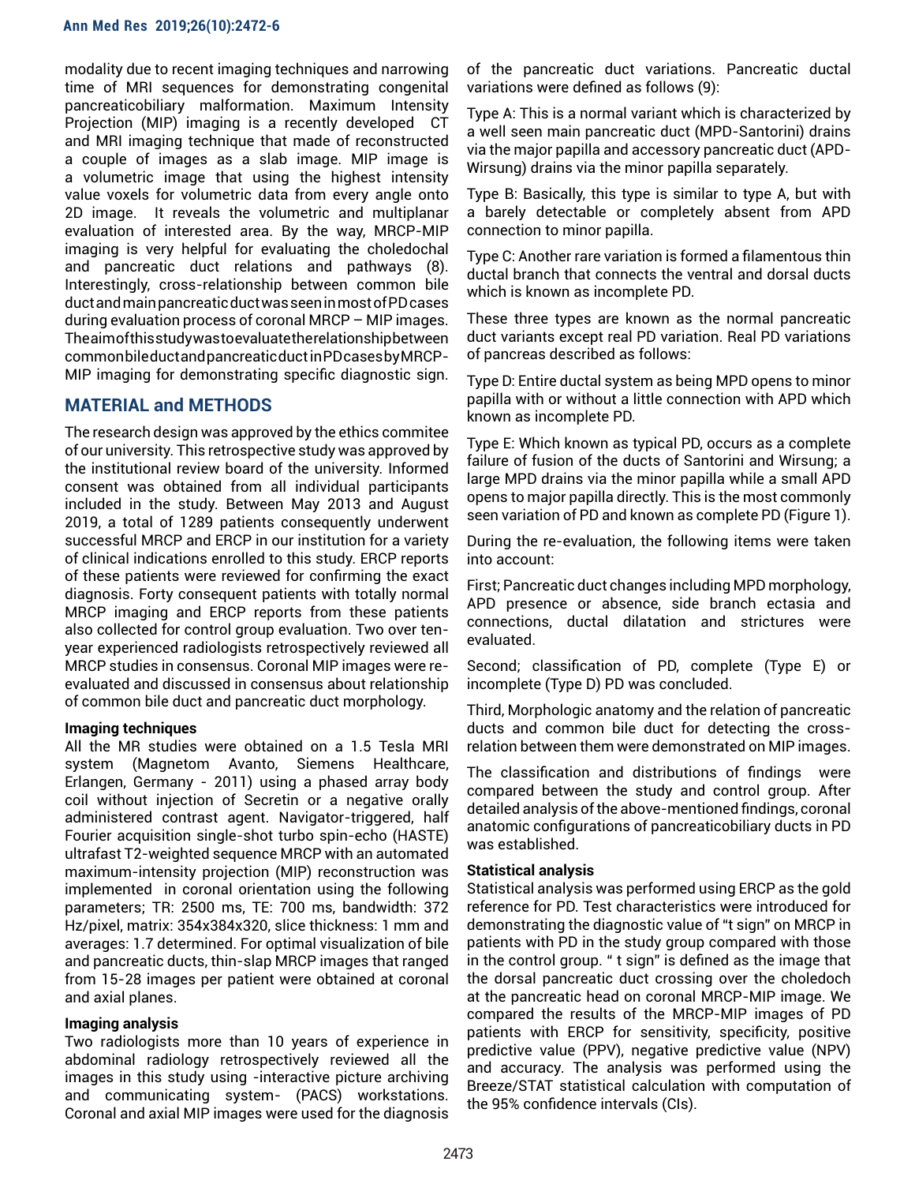modality due to recent imaging techniques and narrowing time of MRI sequences for demonstrating congenital pancreaticobiliary malformation. Maximum Intensity Projection (MIP) imaging is a recently developed CT and MRI imaging technique that made of reconstructed a couple of images as a slab image. MIP image is a volumetric image that using the highest intensity value voxels for volumetric data from every angle onto 2D image. It reveals the volumetric and multiplanar evaluation of interested area. By the way, MRCP-MIP imaging is very helpful for evaluating the choledochal and pancreatic duct relations and pathways (8). Interestingly, cross-relationship between common bile duct and main pancreatic duct was seen in most of PD cases during evaluation process of coronal MRCP – MIP images. The aim of this study was to evaluate the relationship between common bile duct and pancreatic duct in PD cases by MRCP-MIP imaging for demonstrating specific diagnostic sign.

## MATERIAL and METHODS

The research design was approved by the ethics commitee of our university. This retrospective study was approved by the institutional review board of the university. Informed consent was obtained from all individual participants included in the study. Between May 2013 and August 2019, a total of 1289 patients consequently underwent successful MRCP and ERCP in our institution for a variety of clinical indications enrolled to this study. ERCP reports of these patients were reviewed for confirming the exact diagnosis. Forty consequent patients with totally normal MRCP imaging and ERCP reports from these patients also collected for control group evaluation. Two over ten-year experienced radiologists retrospectively reviewed all MRCP studies in consensus. Coronal MIP images were re-evaluated and discussed in consensus about relationship of common bile duct and pancreatic duct morphology.

### Imaging techniques

All the MR studies were obtained on a 1.5 Tesla MRI system (Magnetom Avanto, Siemens Healthcare, Erlangen, Germany - 2011) using a phased array body coil without injection of Secretin or a negative orally administered contrast agent. Navigator-triggered, half Fourier acquisition single-shot turbo spin-echo (HASTE) ultrafast T2-weighted sequence MRCP with an automated maximum-intensity projection (MIP) reconstruction was implemented in coronal orientation using the following parameters; TR: 2500 ms, TE: 700 ms, bandwidth: 372 Hz/pixel, matrix: 354x384x320, slice thickness: 1 mm and averages: 1.7 determined. For optimal visualization of bile and pancreatic ducts, thin-slap MRCP images that ranged from 15-28 images per patient were obtained at coronal and axial planes.

### Imaging analysis

Two radiologists more than 10 years of experience in abdominal radiology retrospectively reviewed all the images in this study using -interactive picture archiving and communicating system- (PACS) workstations. Coronal and axial MIP images were used for the diagnosis of the pancreatic duct variations. Pancreatic ductal variations were defined as follows (9):

Type A: This is a normal variant which is characterized by a well seen main pancreatic duct (MPD-Santorini) drains via the major papilla and accessory pancreatic duct (APD-Wirsung) drains via the minor papilla separately.

Type B: Basically, this type is similar to type A, but with a barely detectable or completely absent from APD connection to minor papilla.

Type C: Another rare variation is formed a filamentous thin ductal branch that connects the ventral and dorsal ducts which is known as incomplete PD.

These three types are known as the normal pancreatic duct variants except real PD variation. Real PD variations of pancreas described as follows:

Type D: Entire ductal system as being MPD opens to minor papilla with or without a little connection with APD which known as incomplete PD.

Type E: Which known as typical PD, occurs as a complete failure of fusion of the ducts of Santorini and Wirsung; a large MPD drains via the minor papilla while a small APD opens to major papilla directly. This is the most commonly seen variation of PD and known as complete PD (Figure 1).

During the re-evaluation, the following items were taken into account:

First; Pancreatic duct changes including MPD morphology, APD presence or absence, side branch ectasia and connections, ductal dilatation and strictures were evaluated.

Second; classification of PD, complete (Type E) or incomplete (Type D) PD was concluded.

Third, Morphologic anatomy and the relation of pancreatic ducts and common bile duct for detecting the cross-relation between them were demonstrated on MIP images.

The classification and distributions of findings were compared between the study and control group. After detailed analysis of the above-mentioned findings, coronal anatomic configurations of pancreaticobiliary ducts in PD was established.

### Statistical analysis

Statistical analysis was performed using ERCP as the gold reference for PD. Test characteristics were introduced for demonstrating the diagnostic value of "t sign" on MRCP in patients with PD in the study group compared with those in the control group. " t sign" is defined as the image that the dorsal pancreatic duct crossing over the choledoch at the pancreatic head on coronal MRCP-MIP image. We compared the results of the MRCP-MIP images of PD patients with ERCP for sensitivity, specificity, positive predictive value (PPV), negative predictive value (NPV) and accuracy. The analysis was performed using the Breeze/STAT statistical calculation with computation of the 95% confidence intervals (CIs).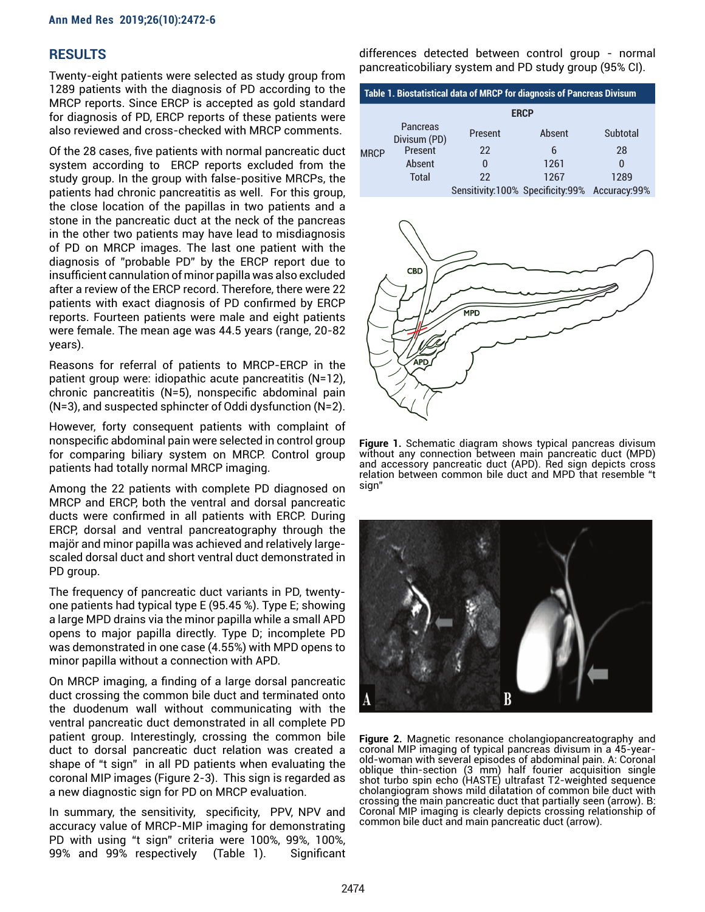## RESULTS

Twenty-eight patients were selected as study group from 1289 patients with the diagnosis of PD according to the MRCP reports. Since ERCP is accepted as gold standard for diagnosis of PD, ERCP reports of these patients were also reviewed and cross-checked with MRCP comments.

Of the 28 cases, five patients with normal pancreatic duct system according to ERCP reports excluded from the study group. In the group with false-positive MRCPs, the patients had chronic pancreatitis as well. For this group, the close location of the papillas in two patients and a stone in the pancreatic duct at the neck of the pancreas in the other two patients may have lead to misdiagnosis of PD on MRCP images. The last one patient with the diagnosis of "probable PD" by the ERCP report due to insufficient cannulation of minor papilla was also excluded after a review of the ERCP record. Therefore, there were 22 patients with exact diagnosis of PD confirmed by ERCP reports. Fourteen patients were male and eight patients were female. The mean age was 44.5 years (range, 20-82 years).

Reasons for referral of patients to MRCP-ERCP in the patient group were: idiopathic acute pancreatitis (N=12), chronic pancreatitis (N=5), nonspecific abdominal pain (N=3), and suspected sphincter of Oddi dysfunction (N=2).

However, forty consequent patients with complaint of nonspecific abdominal pain were selected in control group for comparing biliary system on MRCP. Control group patients had totally normal MRCP imaging.

Among the 22 patients with complete PD diagnosed on MRCP and ERCP, both the ventral and dorsal pancreatic ducts were confirmed in all patients with ERCP. During ERCP, dorsal and ventral pancreatography through the majör and minor papilla was achieved and relatively large-scaled dorsal duct and short ventral duct demonstrated in PD group.

The frequency of pancreatic duct variants in PD, twenty-one patients had typical type E (95.45 %). Type E; showing a large MPD drains via the minor papilla while a small APD opens to major papilla directly. Type D; incomplete PD was demonstrated in one case (4.55%) with MPD opens to minor papilla without a connection with APD.

On MRCP imaging, a finding of a large dorsal pancreatic duct crossing the common bile duct and terminated onto the duodenum wall without communicating with the ventral pancreatic duct demonstrated in all complete PD patient group. Interestingly, crossing the common bile duct to dorsal pancreatic duct relation was created a shape of "t sign" in all PD patients when evaluating the coronal MIP images (Figure 2-3). This sign is regarded as a new diagnostic sign for PD on MRCP evaluation.

In summary, the sensitivity, specificity, PPV, NPV and accuracy value of MRCP-MIP imaging for demonstrating PD with using "t sign" criteria were 100%, 99%, 100%, 99% and 99% respectively (Table 1). Significant differences detected between control group - normal pancreaticobiliary system and PD study group (95% CI).

**Table 1. Biostatistical data of MRCP for diagnosis of Pancreas Divisum**

| | | ERCP | | |
|---|---|---|---|---|
| | Pancreas Divisum (PD) | Present | Absent | Subtotal |
| MRCP | Present | 22 | 6 | 28 |
| | Absent | 0 | 1261 | 0 |
| | Total | 22 | 1267 | 1289 |
| | | Sensitivity:100% | Specificity:99% | Accuracy:99% |

**Figure 1.** Schematic diagram shows typical pancreas divisum without any connection between main pancreatic duct (MPD) and accessory pancreatic duct (APD). Red sign depicts cross relation between common bile duct and MPD that resemble "t sign"

**Figure 2.** Magnetic resonance cholangiopancreatography and coronal MIP imaging of typical pancreas divisum in a 45-year-old-woman with several episodes of abdominal pain. A: Coronal oblique thin-section (3 mm) half fourier acquisition single shot turbo spin echo (HASTE) ultrafast T2-weighted sequence cholangiogram shows mild dilatation of common bile duct with crossing the main pancreatic duct that partially seen (arrow). B: Coronal MIP imaging is clearly depicts crossing relationship of common bile duct and main pancreatic duct (arrow).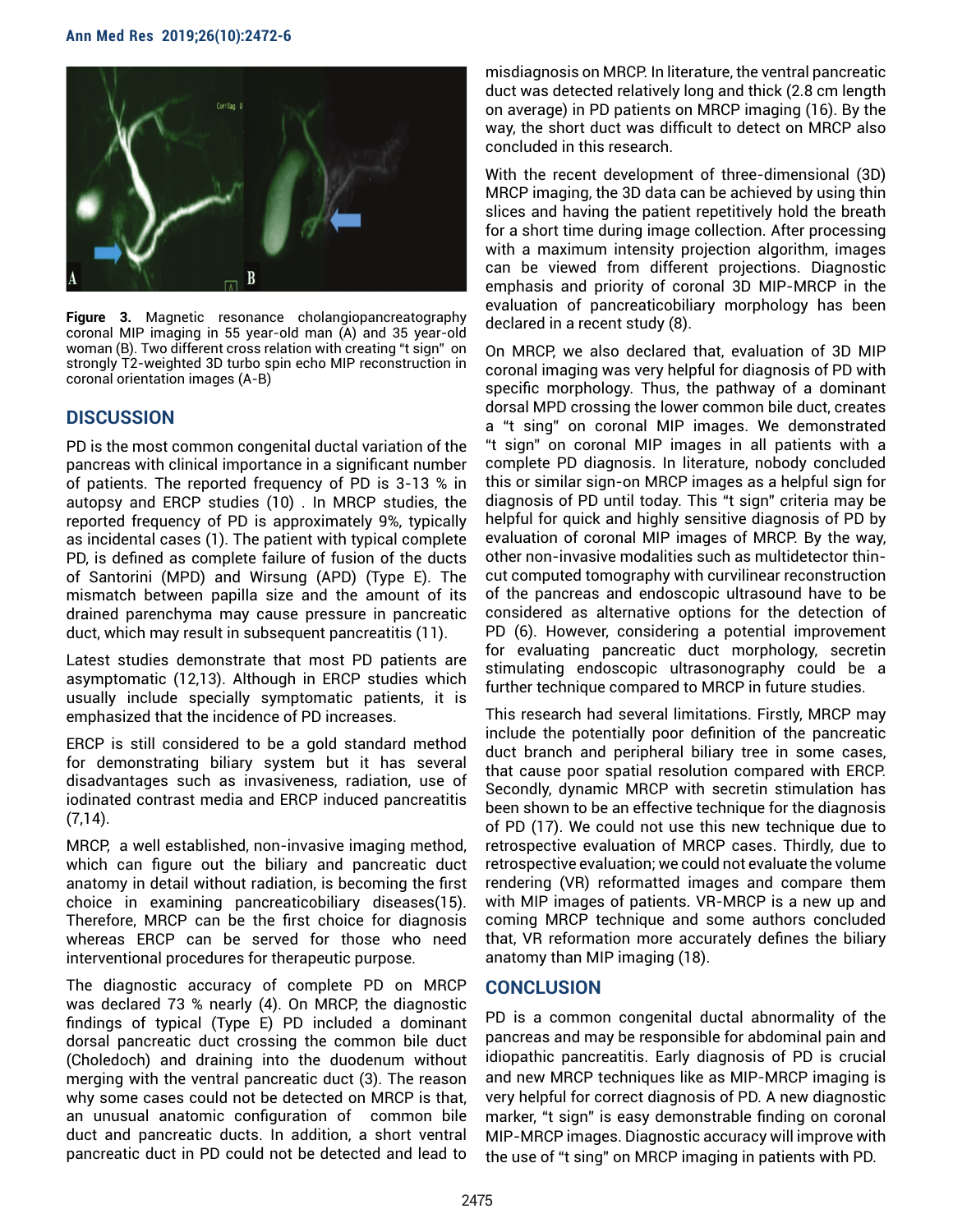Figure 3. Magnetic resonance cholangiopancreatography coronal MIP imaging in 55 year-old man (A) and 35 year-old woman (B). Two different cross relation with creating "t sign" on strongly T2-weighted 3D turbo spin echo MIP reconstruction in coronal orientation images (A-B)

## DISCUSSION

PD is the most common congenital ductal variation of the pancreas with clinical importance in a significant number of patients. The reported frequency of PD is 3-13 % in autopsy and ERCP studies (10) . In MRCP studies, the reported frequency of PD is approximately 9%, typically as incidental cases (1). The patient with typical complete PD, is defined as complete failure of fusion of the ducts of Santorini (MPD) and Wirsung (APD) (Type E). The mismatch between papilla size and the amount of its drained parenchyma may cause pressure in pancreatic duct, which may result in subsequent pancreatitis (11).

Latest studies demonstrate that most PD patients are asymptomatic (12,13). Although in ERCP studies which usually include specially symptomatic patients, it is emphasized that the incidence of PD increases.

ERCP is still considered to be a gold standard method for demonstrating biliary system but it has several disadvantages such as invasiveness, radiation, use of iodinated contrast media and ERCP induced pancreatitis (7,14).

MRCP, a well established, non-invasive imaging method, which can figure out the biliary and pancreatic duct anatomy in detail without radiation, is becoming the first choice in examining pancreaticobiliary diseases(15). Therefore, MRCP can be the first choice for diagnosis whereas ERCP can be served for those who need interventional procedures for therapeutic purpose.

The diagnostic accuracy of complete PD on MRCP was declared 73 % nearly (4). On MRCP, the diagnostic findings of typical (Type E) PD included a dominant dorsal pancreatic duct crossing the common bile duct (Choledoch) and draining into the duodenum without merging with the ventral pancreatic duct (3). The reason why some cases could not be detected on MRCP is that, an unusual anatomic configuration of common bile duct and pancreatic ducts. In addition, a short ventral pancreatic duct in PD could not be detected and lead to misdiagnosis on MRCP. In literature, the ventral pancreatic duct was detected relatively long and thick (2.8 cm length on average) in PD patients on MRCP imaging (16). By the way, the short duct was difficult to detect on MRCP also concluded in this research.

With the recent development of three-dimensional (3D) MRCP imaging, the 3D data can be achieved by using thin slices and having the patient repetitively hold the breath for a short time during image collection. After processing with a maximum intensity projection algorithm, images can be viewed from different projections. Diagnostic emphasis and priority of coronal 3D MIP-MRCP in the evaluation of pancreaticobiliary morphology has been declared in a recent study (8).

On MRCP, we also declared that, evaluation of 3D MIP coronal imaging was very helpful for diagnosis of PD with specific morphology. Thus, the pathway of a dominant dorsal MPD crossing the lower common bile duct, creates a "t sing" on coronal MIP images. We demonstrated "t sign" on coronal MIP images in all patients with a complete PD diagnosis. In literature, nobody concluded this or similar sign-on MRCP images as a helpful sign for diagnosis of PD until today. This "t sign" criteria may be helpful for quick and highly sensitive diagnosis of PD by evaluation of coronal MIP images of MRCP. By the way, other non-invasive modalities such as multidetector thin-cut computed tomography with curvilinear reconstruction of the pancreas and endoscopic ultrasound have to be considered as alternative options for the detection of PD (6). However, considering a potential improvement for evaluating pancreatic duct morphology, secretin stimulating endoscopic ultrasonography could be a further technique compared to MRCP in future studies.

This research had several limitations. Firstly, MRCP may include the potentially poor definition of the pancreatic duct branch and peripheral biliary tree in some cases, that cause poor spatial resolution compared with ERCP. Secondly, dynamic MRCP with secretin stimulation has been shown to be an effective technique for the diagnosis of PD (17). We could not use this new technique due to retrospective evaluation of MRCP cases. Thirdly, due to retrospective evaluation; we could not evaluate the volume rendering (VR) reformatted images and compare them with MIP images of patients. VR-MRCP is a new up and coming MRCP technique and some authors concluded that, VR reformation more accurately defines the biliary anatomy than MIP imaging (18).

## CONCLUSION

PD is a common congenital ductal abnormality of the pancreas and may be responsible for abdominal pain and idiopathic pancreatitis. Early diagnosis of PD is crucial and new MRCP techniques like as MIP-MRCP imaging is very helpful for correct diagnosis of PD. A new diagnostic marker, "t sign" is easy demonstrable finding on coronal MIP-MRCP images. Diagnostic accuracy will improve with the use of "t sing" on MRCP imaging in patients with PD.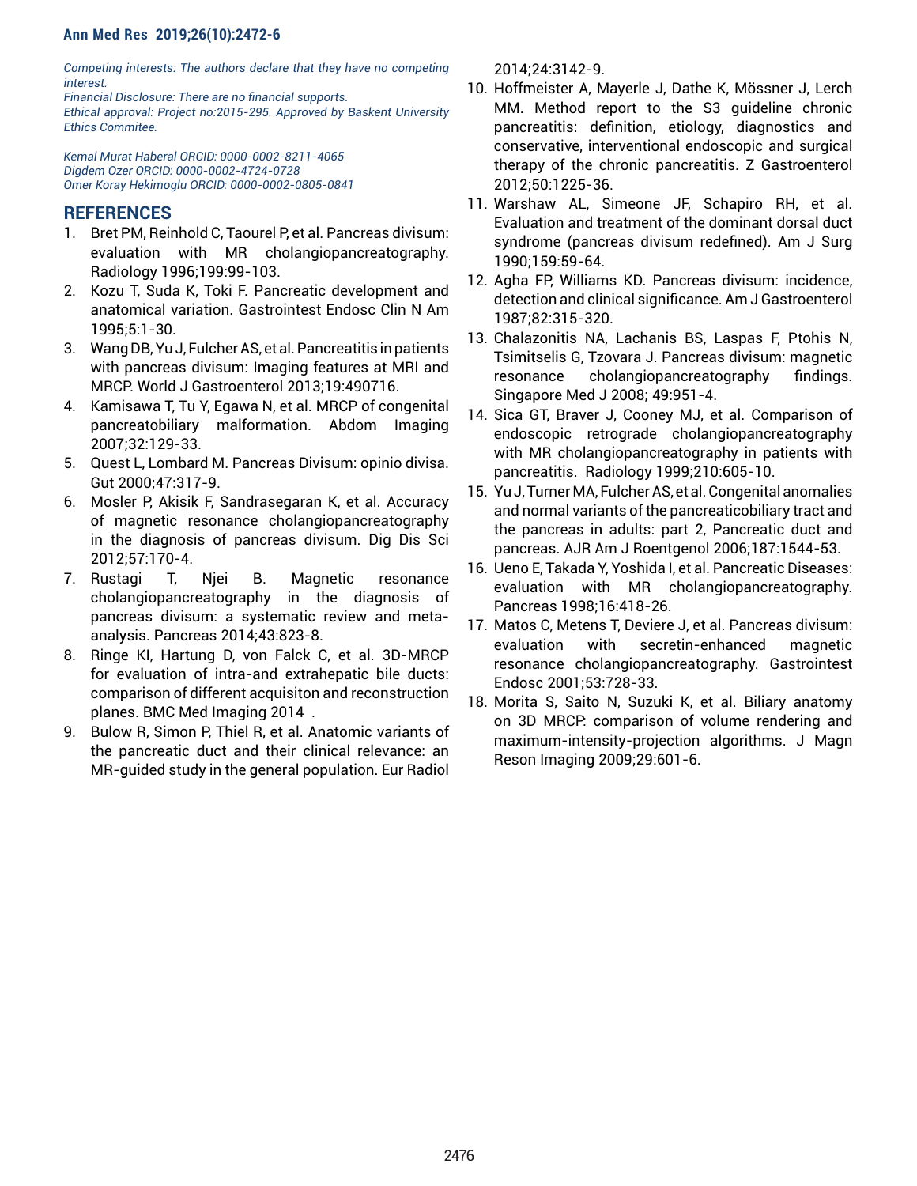*Competing interests: The authors declare that they have no competing interest.*
*Financial Disclosure: There are no financial supports.*
*Ethical approval: Project no:2015-295. Approved by Baskent University Ethics Commitee.*

*Kemal Murat Haberal ORCID: 0000-0002-8211-4065*
*Digdem Ozer ORCID: 0000-0002-4724-0728*
*Omer Koray Hekimoglu ORCID: 0000-0002-0805-0841*

## REFERENCES

1. Bret PM, Reinhold C, Taourel P, et al. Pancreas divisum: evaluation with MR cholangiopancreatography. Radiology 1996;199:99-103.
2. Kozu T, Suda K, Toki F. Pancreatic development and anatomical variation. Gastrointest Endosc Clin N Am 1995;5:1-30.
3. Wang DB, Yu J, Fulcher AS, et al. Pancreatitis in patients with pancreas divisum: Imaging features at MRI and MRCP. World J Gastroenterol 2013;19:490716.
4. Kamisawa T, Tu Y, Egawa N, et al. MRCP of congenital pancreatobiliary malformation. Abdom Imaging 2007;32:129-33.
5. Quest L, Lombard M. Pancreas Divisum: opinio divisa. Gut 2000;47:317-9.
6. Mosler P, Akisik F, Sandrasegaran K, et al. Accuracy of magnetic resonance cholangiopancreatography in the diagnosis of pancreas divisum. Dig Dis Sci 2012;57:170-4.
7. Rustagi T, Njei B. Magnetic resonance cholangiopancreatography in the diagnosis of pancreas divisum: a systematic review and meta-analysis. Pancreas 2014;43:823-8.
8. Ringe KI, Hartung D, von Falck C, et al. 3D-MRCP for evaluation of intra-and extrahepatic bile ducts: comparison of different acquisiton and reconstruction planes. BMC Med Imaging 2014 .
9. Bulow R, Simon P, Thiel R, et al. Anatomic variants of the pancreatic duct and their clinical relevance: an MR-guided study in the general population. Eur Radiol 2014;24:3142-9.
10. Hoffmeister A, Mayerle J, Dathe K, Mössner J, Lerch MM. Method report to the S3 guideline chronic pancreatitis: definition, etiology, diagnostics and conservative, interventional endoscopic and surgical therapy of the chronic pancreatitis. Z Gastroenterol 2012;50:1225-36.
11. Warshaw AL, Simeone JF, Schapiro RH, et al. Evaluation and treatment of the dominant dorsal duct syndrome (pancreas divisum redefined). Am J Surg 1990;159:59-64.
12. Agha FP, Williams KD. Pancreas divisum: incidence, detection and clinical significance. Am J Gastroenterol 1987;82:315-320.
13. Chalazonitis NA, Lachanis BS, Laspas F, Ptohis N, Tsimitselis G, Tzovara J. Pancreas divisum: magnetic resonance cholangiopancreatography findings. Singapore Med J 2008; 49:951-4.
14. Sica GT, Braver J, Cooney MJ, et al. Comparison of endoscopic retrograde cholangiopancreatography with MR cholangiopancreatography in patients with pancreatitis. Radiology 1999;210:605-10.
15. Yu J, Turner MA, Fulcher AS, et al. Congenital anomalies and normal variants of the pancreaticobiliary tract and the pancreas in adults: part 2, Pancreatic duct and pancreas. AJR Am J Roentgenol 2006;187:1544-53.
16. Ueno E, Takada Y, Yoshida I, et al. Pancreatic Diseases: evaluation with MR cholangiopancreatography. Pancreas 1998;16:418-26.
17. Matos C, Metens T, Deviere J, et al. Pancreas divisum: evaluation with secretin-enhanced magnetic resonance cholangiopancreatography. Gastrointest Endosc 2001;53:728-33.
18. Morita S, Saito N, Suzuki K, et al. Biliary anatomy on 3D MRCP: comparison of volume rendering and maximum-intensity-projection algorithms. J Magn Reson Imaging 2009;29:601-6.